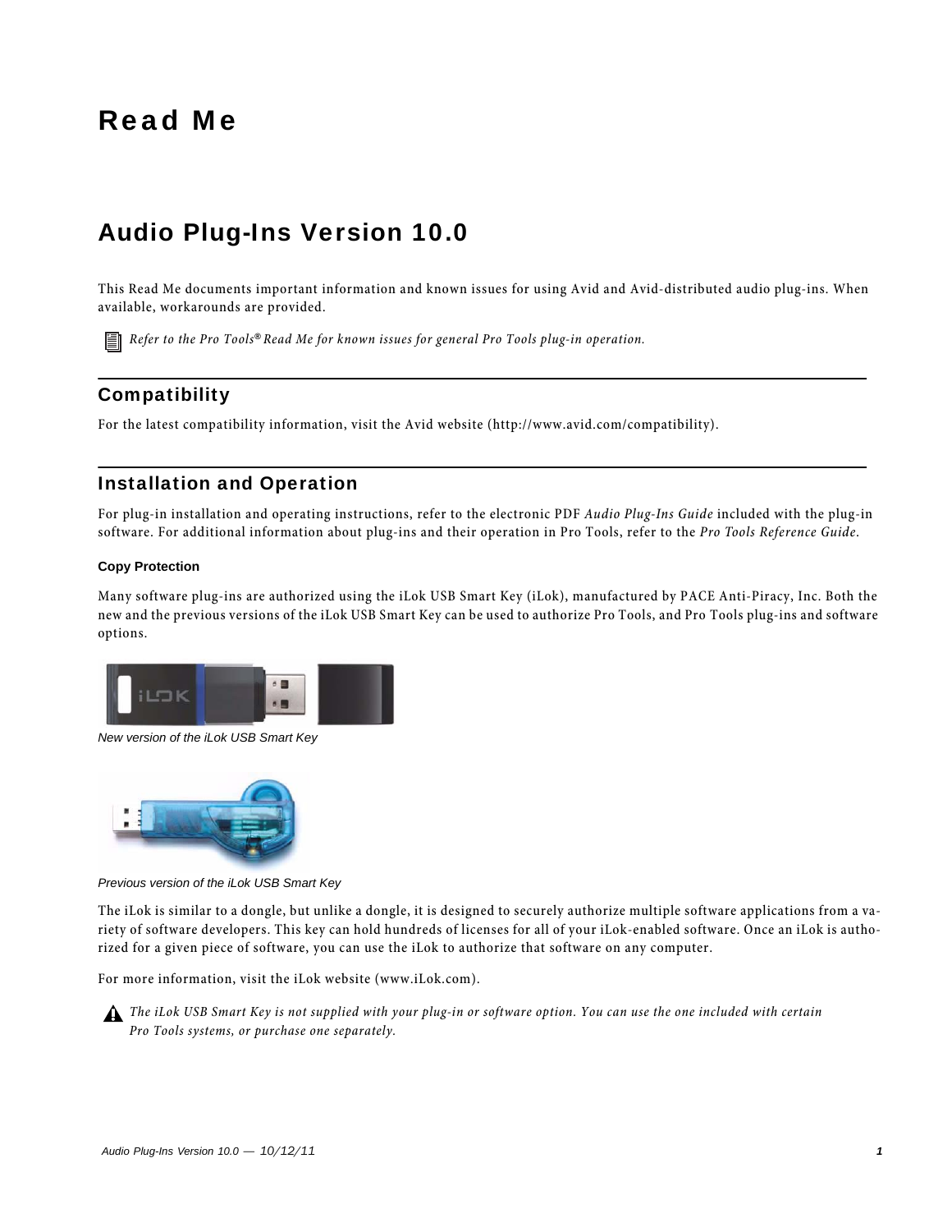# Read Me

## Audio Plug-Ins Version 10.0

This Read Me documents important information and known issues for using Avid and Avid-distributed audio plug-ins. When available, workarounds are provided.

*Refer to the Pro Tools® Read Me for known issues for general Pro Tools plug-in operation.*

### Compatibility

For the latest compatibility information, visit the Avid website (http://www.avid.com/compatibility).

### Installation and Operation

For plug-in installation and operating instructions, refer to the electronic PDF *Audio Plug-Ins Guide* included with the plug-in software. For additional information about plug-ins and their operation in Pro Tools, refer to the *Pro Tools Reference Guide*.

#### Copy Protection

Many software plug-ins are authorized using the iLok USB Smart Key (iLok), manufactured by PACE Anti-Piracy, Inc. Both the new and the previous versions of the iLok USB Smart Key can be used to authorize Pro Tools, and Pro Tools plug-ins and software options.

*New version of the iLok USB Smart Key*

*Previous version of the iLok USB Smart Key*

The iLok is similar to a dongle, but unlike a dongle, it is designed to securely authorize multiple software applications from a variety of software developers. This key can hold hundreds of licenses for all of your iLok-enabled software. Once an iLok is authorized for a given piece of software, you can use the iLok to authorize that software on any computer.

For more information, visit the iLok website (www.iLok.com).

*The iLok USB Smart Key is not supplied with your plug-in or software option. You can use the one included with certain Pro Tools systems, or purchase one separately.*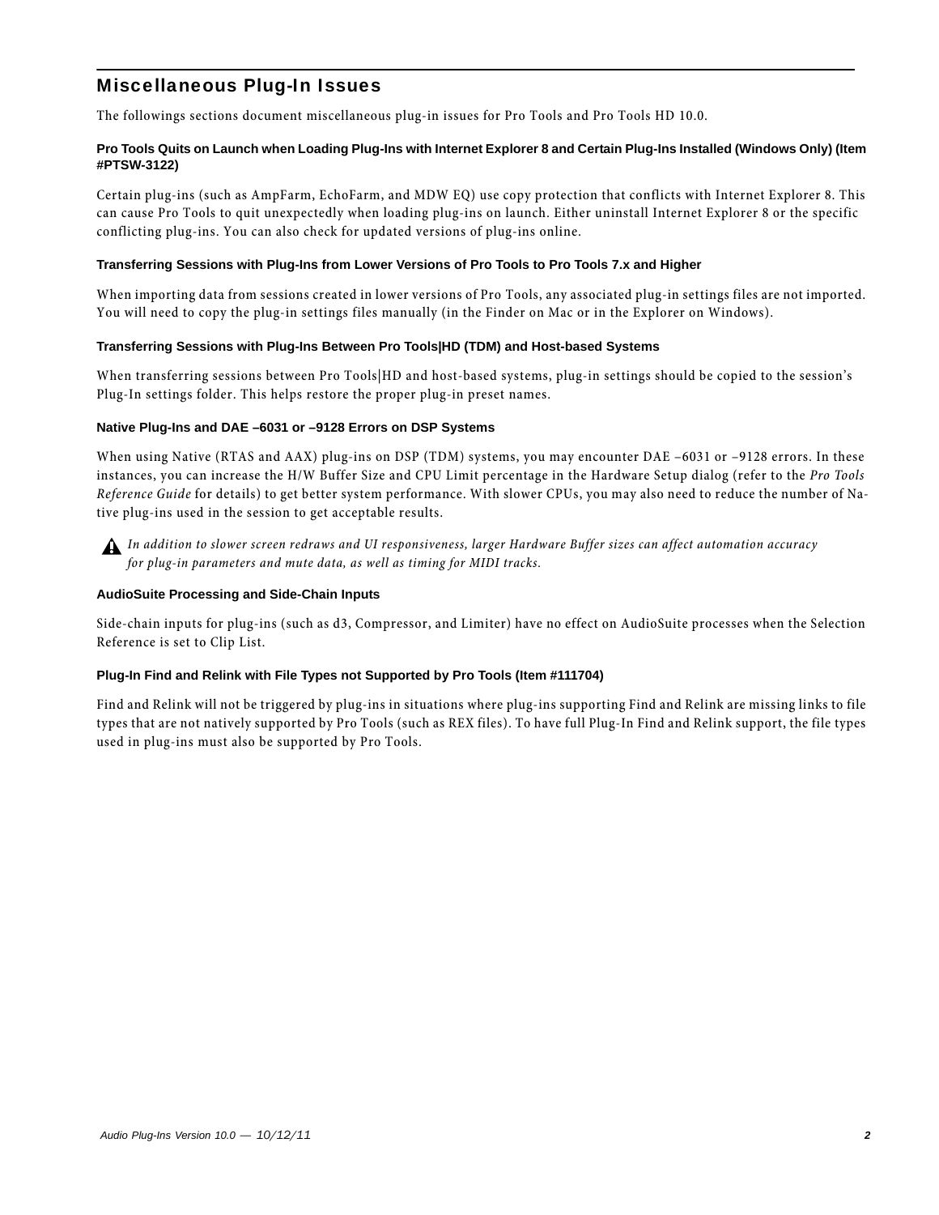## Miscellaneous Plug-In Issues

The followings sections document miscellaneous plug-in issues for Pro Tools and Pro Tools HD 10.0.

### Pro Tools Quits on Launch when Loading Plug-Ins with Internet Explorer 8 and Certain Plug-Ins Installed (Windows Only) (Item #PTSW-3122)

Certain plug-ins (such as AmpFarm, EchoFarm, and MDW EQ) use copy protection that conflicts with Internet Explorer 8. This can cause Pro Tools to quit unexpectedly when loading plug-ins on launch. Either uninstall Internet Explorer 8 or the specific conflicting plug-ins. You can also check for updated versions of plug-ins online.

### Transferring Sessions with Plug-Ins from Lower Versions of Pro Tools to Pro Tools 7.x and Higher

When importing data from sessions created in lower versions of Pro Tools, any associated plug-in settings files are not imported. You will need to copy the plug-in settings files manually (in the Finder on Mac or in the Explorer on Windows).

### Transferring Sessions with Plug-Ins Between Pro Tools|HD (TDM) and Host-based Systems

When transferring sessions between Pro Tools|HD and host-based systems, plug-in settings should be copied to the session's Plug-In settings folder. This helps restore the proper plug-in preset names.

### Native Plug-Ins and DAE –6031 or –9128 Errors on DSP Systems

When using Native (RTAS and AAX) plug-ins on DSP (TDM) systems, you may encounter DAE –6031 or –9128 errors. In these instances, you can increase the H/W Buffer Size and CPU Limit percentage in the Hardware Setup dialog (refer to the *Pro Tools Reference Guide* for details) to get better system performance. With slower CPUs, you may also need to reduce the number of Native plug-ins used in the session to get acceptable results.

⚠ *In addition to slower screen redraws and UI responsiveness, larger Hardware Buffer sizes can affect automation accuracy for plug-in parameters and mute data, as well as timing for MIDI tracks.*

### AudioSuite Processing and Side-Chain Inputs

Side-chain inputs for plug-ins (such as d3, Compressor, and Limiter) have no effect on AudioSuite processes when the Selection Reference is set to Clip List.

### Plug-In Find and Relink with File Types not Supported by Pro Tools (Item #111704)

Find and Relink will not be triggered by plug-ins in situations where plug-ins supporting Find and Relink are missing links to file types that are not natively supported by Pro Tools (such as REX files). To have full Plug-In Find and Relink support, the file types used in plug-ins must also be supported by Pro Tools.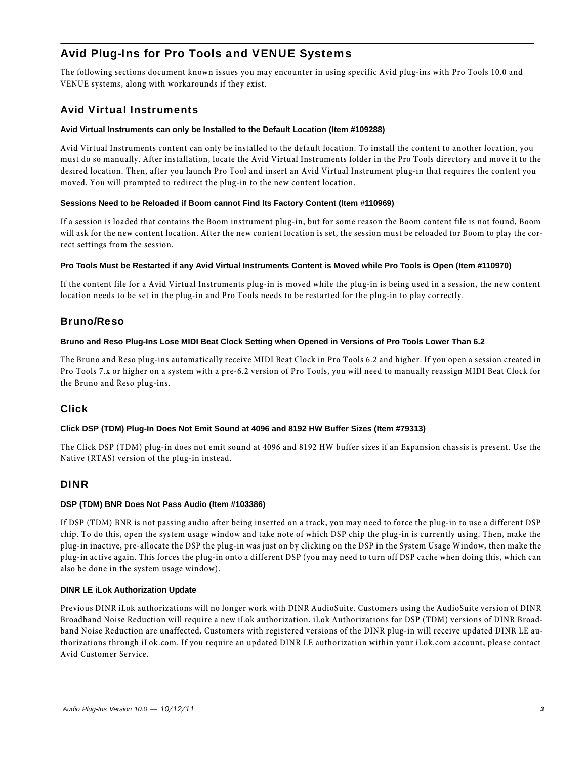## Avid Plug-Ins for Pro Tools and VENUE Systems

The following sections document known issues you may encounter in using specific Avid plug-ins with Pro Tools 10.0 and VENUE systems, along with workarounds if they exist.

### Avid Virtual Instruments

#### Avid Virtual Instruments can only be Installed to the Default Location (Item #109288)

Avid Virtual Instruments content can only be installed to the default location. To install the content to another location, you must do so manually. After installation, locate the Avid Virtual Instruments folder in the Pro Tools directory and move it to the desired location. Then, after you launch Pro Tool and insert an Avid Virtual Instrument plug-in that requires the content you moved. You will prompted to redirect the plug-in to the new content location.

#### Sessions Need to be Reloaded if Boom cannot Find Its Factory Content (Item #110969)

If a session is loaded that contains the Boom instrument plug-in, but for some reason the Boom content file is not found, Boom will ask for the new content location. After the new content location is set, the session must be reloaded for Boom to play the correct settings from the session.

#### Pro Tools Must be Restarted if any Avid Virtual Instruments Content is Moved while Pro Tools is Open (Item #110970)

If the content file for a Avid Virtual Instruments plug-in is moved while the plug-in is being used in a session, the new content location needs to be set in the plug-in and Pro Tools needs to be restarted for the plug-in to play correctly.

### Bruno/Reso

#### Bruno and Reso Plug-Ins Lose MIDI Beat Clock Setting when Opened in Versions of Pro Tools Lower Than 6.2

The Bruno and Reso plug-ins automatically receive MIDI Beat Clock in Pro Tools 6.2 and higher. If you open a session created in Pro Tools 7.x or higher on a system with a pre-6.2 version of Pro Tools, you will need to manually reassign MIDI Beat Clock for the Bruno and Reso plug-ins.

### Click

#### Click DSP (TDM) Plug-In Does Not Emit Sound at 4096 and 8192 HW Buffer Sizes (Item #79313)

The Click DSP (TDM) plug-in does not emit sound at 4096 and 8192 HW buffer sizes if an Expansion chassis is present. Use the Native (RTAS) version of the plug-in instead.

### DINR

#### DSP (TDM) BNR Does Not Pass Audio (Item #103386)

If DSP (TDM) BNR is not passing audio after being inserted on a track, you may need to force the plug-in to use a different DSP chip. To do this, open the system usage window and take note of which DSP chip the plug-in is currently using. Then, make the plug-in inactive, pre-allocate the DSP the plug-in was just on by clicking on the DSP in the System Usage Window, then make the plug-in active again. This forces the plug-in onto a different DSP (you may need to turn off DSP cache when doing this, which can also be done in the system usage window).

#### DINR LE iLok Authorization Update

Previous DINR iLok authorizations will no longer work with DINR AudioSuite. Customers using the AudioSuite version of DINR Broadband Noise Reduction will require a new iLok authorization. iLok Authorizations for DSP (TDM) versions of DINR Broadband Noise Reduction are unaffected. Customers with registered versions of the DINR plug-in will receive updated DINR LE authorizations through iLok.com. If you require an updated DINR LE authorization within your iLok.com account, please contact Avid Customer Service.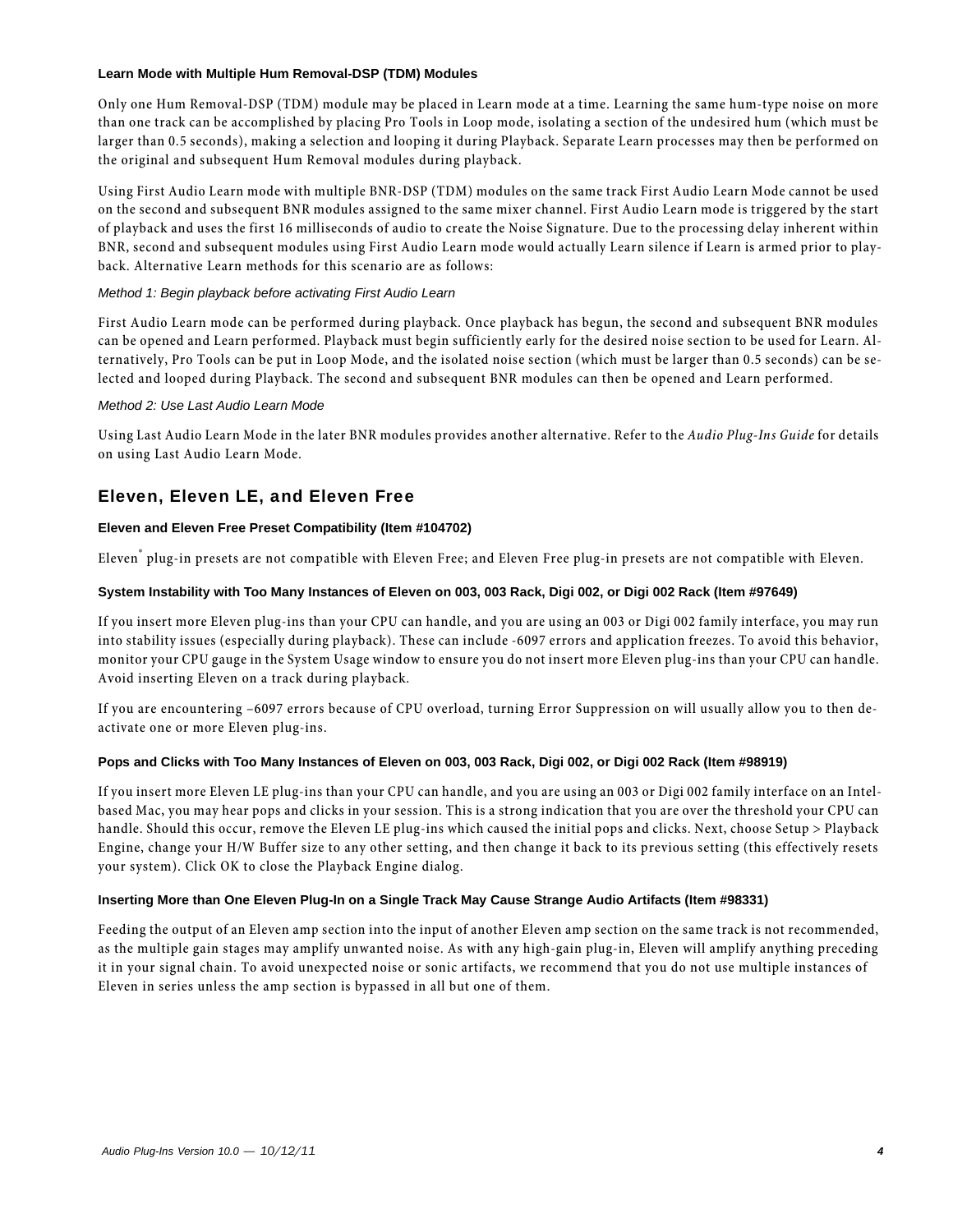#### Learn Mode with Multiple Hum Removal-DSP (TDM) Modules

Only one Hum Removal-DSP (TDM) module may be placed in Learn mode at a time. Learning the same hum-type noise on more than one track can be accomplished by placing Pro Tools in Loop mode, isolating a section of the undesired hum (which must be larger than 0.5 seconds), making a selection and looping it during Playback. Separate Learn processes may then be performed on the original and subsequent Hum Removal modules during playback.

Using First Audio Learn mode with multiple BNR-DSP (TDM) modules on the same track First Audio Learn Mode cannot be used on the second and subsequent BNR modules assigned to the same mixer channel. First Audio Learn mode is triggered by the start of playback and uses the first 16 milliseconds of audio to create the Noise Signature. Due to the processing delay inherent within BNR, second and subsequent modules using First Audio Learn mode would actually Learn silence if Learn is armed prior to playback. Alternative Learn methods for this scenario are as follows:

*Method 1: Begin playback before activating First Audio Learn*

First Audio Learn mode can be performed during playback. Once playback has begun, the second and subsequent BNR modules can be opened and Learn performed. Playback must begin sufficiently early for the desired noise section to be used for Learn. Alternatively, Pro Tools can be put in Loop Mode, and the isolated noise section (which must be larger than 0.5 seconds) can be selected and looped during Playback. The second and subsequent BNR modules can then be opened and Learn performed.

*Method 2: Use Last Audio Learn Mode*

Using Last Audio Learn Mode in the later BNR modules provides another alternative. Refer to the *Audio Plug-Ins Guide* for details on using Last Audio Learn Mode.

## Eleven, Eleven LE, and Eleven Free

#### Eleven and Eleven Free Preset Compatibility (Item #104702)

Eleven® plug-in presets are not compatible with Eleven Free; and Eleven Free plug-in presets are not compatible with Eleven.

#### System Instability with Too Many Instances of Eleven on 003, 003 Rack, Digi 002, or Digi 002 Rack (Item #97649)

If you insert more Eleven plug-ins than your CPU can handle, and you are using an 003 or Digi 002 family interface, you may run into stability issues (especially during playback). These can include -6097 errors and application freezes. To avoid this behavior, monitor your CPU gauge in the System Usage window to ensure you do not insert more Eleven plug-ins than your CPU can handle. Avoid inserting Eleven on a track during playback.

If you are encountering –6097 errors because of CPU overload, turning Error Suppression on will usually allow you to then deactivate one or more Eleven plug-ins.

#### Pops and Clicks with Too Many Instances of Eleven on 003, 003 Rack, Digi 002, or Digi 002 Rack (Item #98919)

If you insert more Eleven LE plug-ins than your CPU can handle, and you are using an 003 or Digi 002 family interface on an Intel-based Mac, you may hear pops and clicks in your session. This is a strong indication that you are over the threshold your CPU can handle. Should this occur, remove the Eleven LE plug-ins which caused the initial pops and clicks. Next, choose Setup > Playback Engine, change your H/W Buffer size to any other setting, and then change it back to its previous setting (this effectively resets your system). Click OK to close the Playback Engine dialog.

#### Inserting More than One Eleven Plug-In on a Single Track May Cause Strange Audio Artifacts (Item #98331)

Feeding the output of an Eleven amp section into the input of another Eleven amp section on the same track is not recommended, as the multiple gain stages may amplify unwanted noise. As with any high-gain plug-in, Eleven will amplify anything preceding it in your signal chain. To avoid unexpected noise or sonic artifacts, we recommend that you do not use multiple instances of Eleven in series unless the amp section is bypassed in all but one of them.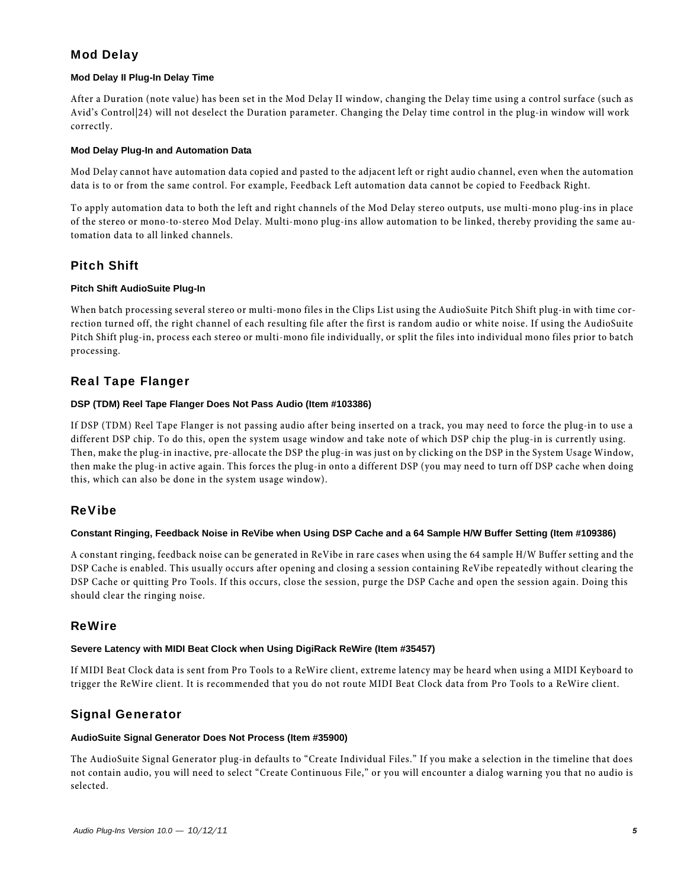## Mod Delay

### Mod Delay II Plug-In Delay Time

After a Duration (note value) has been set in the Mod Delay II window, changing the Delay time using a control surface (such as Avid's Control|24) will not deselect the Duration parameter. Changing the Delay time control in the plug-in window will work correctly.

### Mod Delay Plug-In and Automation Data

Mod Delay cannot have automation data copied and pasted to the adjacent left or right audio channel, even when the automation data is to or from the same control. For example, Feedback Left automation data cannot be copied to Feedback Right.

To apply automation data to both the left and right channels of the Mod Delay stereo outputs, use multi-mono plug-ins in place of the stereo or mono-to-stereo Mod Delay. Multi-mono plug-ins allow automation to be linked, thereby providing the same automation data to all linked channels.

## Pitch Shift

### Pitch Shift AudioSuite Plug-In

When batch processing several stereo or multi-mono files in the Clips List using the AudioSuite Pitch Shift plug-in with time correction turned off, the right channel of each resulting file after the first is random audio or white noise. If using the AudioSuite Pitch Shift plug-in, process each stereo or multi-mono file individually, or split the files into individual mono files prior to batch processing.

## Real Tape Flanger

### DSP (TDM) Reel Tape Flanger Does Not Pass Audio (Item #103386)

If DSP (TDM) Reel Tape Flanger is not passing audio after being inserted on a track, you may need to force the plug-in to use a different DSP chip. To do this, open the system usage window and take note of which DSP chip the plug-in is currently using. Then, make the plug-in inactive, pre-allocate the DSP the plug-in was just on by clicking on the DSP in the System Usage Window, then make the plug-in active again. This forces the plug-in onto a different DSP (you may need to turn off DSP cache when doing this, which can also be done in the system usage window).

## ReVibe

### Constant Ringing, Feedback Noise in ReVibe when Using DSP Cache and a 64 Sample H/W Buffer Setting (Item #109386)

A constant ringing, feedback noise can be generated in ReVibe in rare cases when using the 64 sample H/W Buffer setting and the DSP Cache is enabled. This usually occurs after opening and closing a session containing ReVibe repeatedly without clearing the DSP Cache or quitting Pro Tools. If this occurs, close the session, purge the DSP Cache and open the session again. Doing this should clear the ringing noise.

## ReWire

### Severe Latency with MIDI Beat Clock when Using DigiRack ReWire (Item #35457)

If MIDI Beat Clock data is sent from Pro Tools to a ReWire client, extreme latency may be heard when using a MIDI Keyboard to trigger the ReWire client. It is recommended that you do not route MIDI Beat Clock data from Pro Tools to a ReWire client.

## Signal Generator

### AudioSuite Signal Generator Does Not Process (Item #35900)

The AudioSuite Signal Generator plug-in defaults to "Create Individual Files." If you make a selection in the timeline that does not contain audio, you will need to select "Create Continuous File," or you will encounter a dialog warning you that no audio is selected.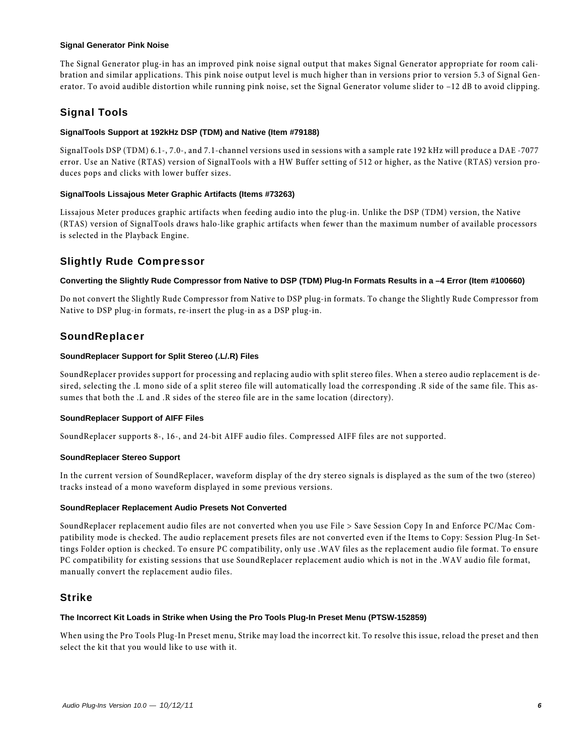#### Signal Generator Pink Noise

The Signal Generator plug-in has an improved pink noise signal output that makes Signal Generator appropriate for room calibration and similar applications. This pink noise output level is much higher than in versions prior to version 5.3 of Signal Generator. To avoid audible distortion while running pink noise, set the Signal Generator volume slider to –12 dB to avoid clipping.

## Signal Tools

#### SignalTools Support at 192kHz DSP (TDM) and Native (Item #79188)

SignalTools DSP (TDM) 6.1-, 7.0-, and 7.1-channel versions used in sessions with a sample rate 192 kHz will produce a DAE -7077 error. Use an Native (RTAS) version of SignalTools with a HW Buffer setting of 512 or higher, as the Native (RTAS) version produces pops and clicks with lower buffer sizes.

#### SignalTools Lissajous Meter Graphic Artifacts (Items #73263)

Lissajous Meter produces graphic artifacts when feeding audio into the plug-in. Unlike the DSP (TDM) version, the Native (RTAS) version of SignalTools draws halo-like graphic artifacts when fewer than the maximum number of available processors is selected in the Playback Engine.

## Slightly Rude Compressor

#### Converting the Slightly Rude Compressor from Native to DSP (TDM) Plug-In Formats Results in a –4 Error (Item #100660)

Do not convert the Slightly Rude Compressor from Native to DSP plug-in formats. To change the Slightly Rude Compressor from Native to DSP plug-in formats, re-insert the plug-in as a DSP plug-in.

## SoundReplacer

#### SoundReplacer Support for Split Stereo (.L/.R) Files

SoundReplacer provides support for processing and replacing audio with split stereo files. When a stereo audio replacement is desired, selecting the .L mono side of a split stereo file will automatically load the corresponding .R side of the same file. This assumes that both the .L and .R sides of the stereo file are in the same location (directory).

#### SoundReplacer Support of AIFF Files

SoundReplacer supports 8-, 16-, and 24-bit AIFF audio files. Compressed AIFF files are not supported.

#### SoundReplacer Stereo Support

In the current version of SoundReplacer, waveform display of the dry stereo signals is displayed as the sum of the two (stereo) tracks instead of a mono waveform displayed in some previous versions.

#### SoundReplacer Replacement Audio Presets Not Converted

SoundReplacer replacement audio files are not converted when you use File > Save Session Copy In and Enforce PC/Mac Compatibility mode is checked. The audio replacement presets files are not converted even if the Items to Copy: Session Plug-In Settings Folder option is checked. To ensure PC compatibility, only use .WAV files as the replacement audio file format. To ensure PC compatibility for existing sessions that use SoundReplacer replacement audio which is not in the .WAV audio file format, manually convert the replacement audio files.

## Strike

#### The Incorrect Kit Loads in Strike when Using the Pro Tools Plug-In Preset Menu (PTSW-152859)

When using the Pro Tools Plug-In Preset menu, Strike may load the incorrect kit. To resolve this issue, reload the preset and then select the kit that you would like to use with it.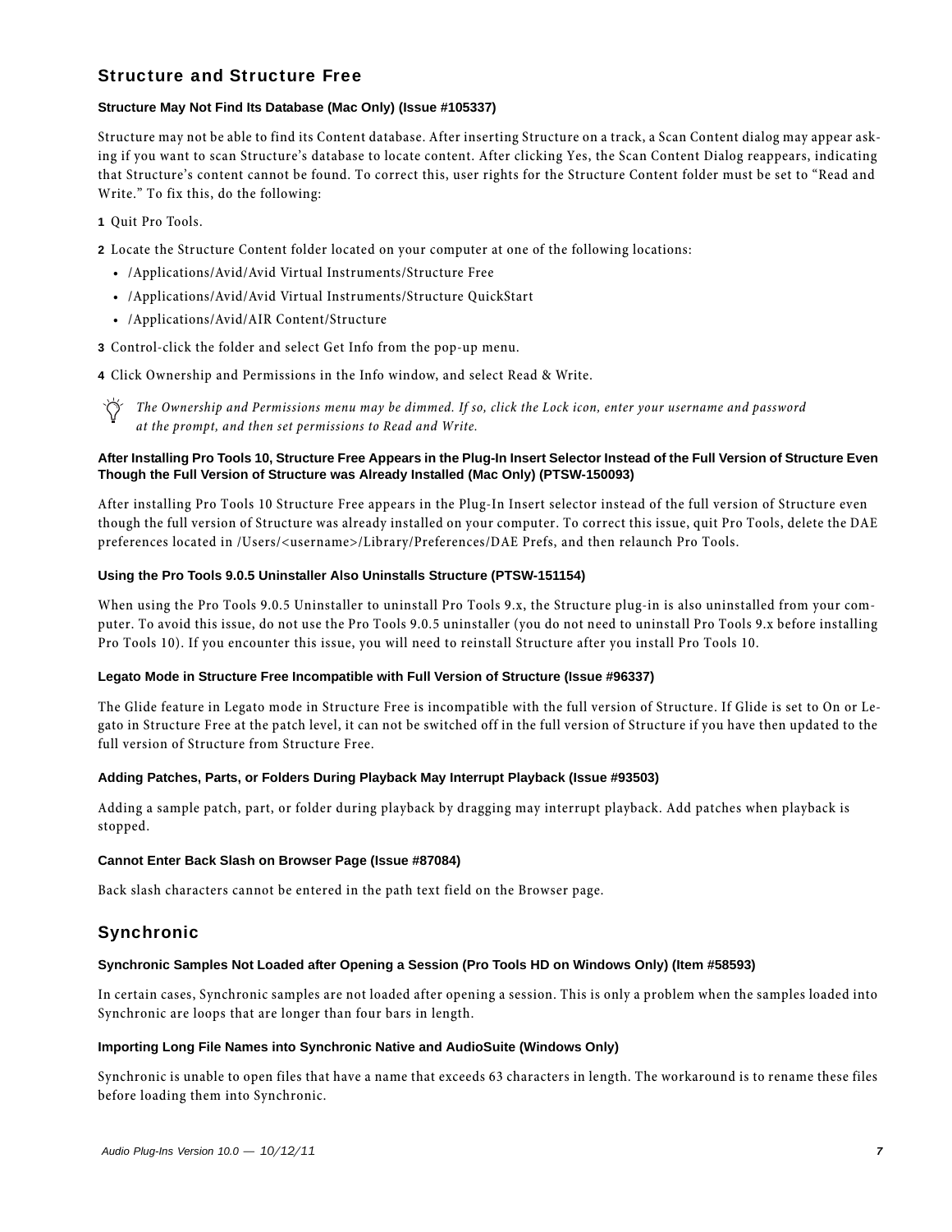## Structure and Structure Free

### Structure May Not Find Its Database (Mac Only) (Issue #105337)

Structure may not be able to find its Content database. After inserting Structure on a track, a Scan Content dialog may appear asking if you want to scan Structure's database to locate content. After clicking Yes, the Scan Content Dialog reappears, indicating that Structure's content cannot be found. To correct this, user rights for the Structure Content folder must be set to "Read and Write." To fix this, do the following:

1. Quit Pro Tools.
2. Locate the Structure Content folder located on your computer at one of the following locations:
   - /Applications/Avid/Avid Virtual Instruments/Structure Free
   - /Applications/Avid/Avid Virtual Instruments/Structure QuickStart
   - /Applications/Avid/AIR Content/Structure
3. Control-click the folder and select Get Info from the pop-up menu.
4. Click Ownership and Permissions in the Info window, and select Read & Write.

*The Ownership and Permissions menu may be dimmed. If so, click the Lock icon, enter your username and password at the prompt, and then set permissions to Read and Write.*

### After Installing Pro Tools 10, Structure Free Appears in the Plug-In Insert Selector Instead of the Full Version of Structure Even Though the Full Version of Structure was Already Installed (Mac Only) (PTSW-150093)

After installing Pro Tools 10 Structure Free appears in the Plug-In Insert selector instead of the full version of Structure even though the full version of Structure was already installed on your computer. To correct this issue, quit Pro Tools, delete the DAE preferences located in /Users/<username>/Library/Preferences/DAE Prefs, and then relaunch Pro Tools.

### Using the Pro Tools 9.0.5 Uninstaller Also Uninstalls Structure (PTSW-151154)

When using the Pro Tools 9.0.5 Uninstaller to uninstall Pro Tools 9.x, the Structure plug-in is also uninstalled from your computer. To avoid this issue, do not use the Pro Tools 9.0.5 uninstaller (you do not need to uninstall Pro Tools 9.x before installing Pro Tools 10). If you encounter this issue, you will need to reinstall Structure after you install Pro Tools 10.

### Legato Mode in Structure Free Incompatible with Full Version of Structure (Issue #96337)

The Glide feature in Legato mode in Structure Free is incompatible with the full version of Structure. If Glide is set to On or Legato in Structure Free at the patch level, it can not be switched off in the full version of Structure if you have then updated to the full version of Structure from Structure Free.

### Adding Patches, Parts, or Folders During Playback May Interrupt Playback (Issue #93503)

Adding a sample patch, part, or folder during playback by dragging may interrupt playback. Add patches when playback is stopped.

### Cannot Enter Back Slash on Browser Page (Issue #87084)

Back slash characters cannot be entered in the path text field on the Browser page.

## Synchronic

### Synchronic Samples Not Loaded after Opening a Session (Pro Tools HD on Windows Only) (Item #58593)

In certain cases, Synchronic samples are not loaded after opening a session. This is only a problem when the samples loaded into Synchronic are loops that are longer than four bars in length.

### Importing Long File Names into Synchronic Native and AudioSuite (Windows Only)

Synchronic is unable to open files that have a name that exceeds 63 characters in length. The workaround is to rename these files before loading them into Synchronic.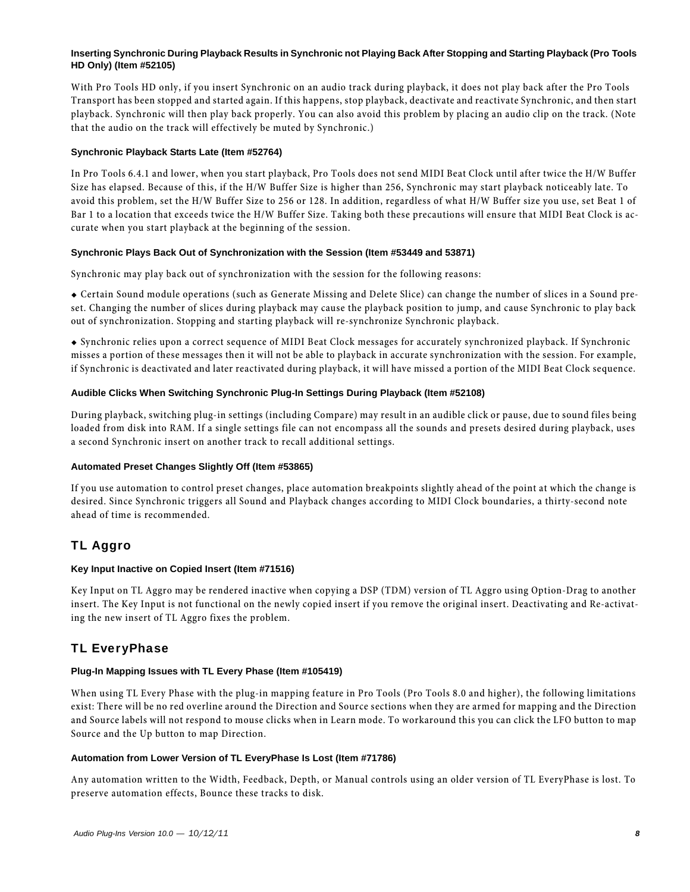#### Inserting Synchronic During Playback Results in Synchronic not Playing Back After Stopping and Starting Playback (Pro Tools HD Only) (Item #52105)

With Pro Tools HD only, if you insert Synchronic on an audio track during playback, it does not play back after the Pro Tools Transport has been stopped and started again. If this happens, stop playback, deactivate and reactivate Synchronic, and then start playback. Synchronic will then play back properly. You can also avoid this problem by placing an audio clip on the track. (Note that the audio on the track will effectively be muted by Synchronic.)

#### Synchronic Playback Starts Late (Item #52764)

In Pro Tools 6.4.1 and lower, when you start playback, Pro Tools does not send MIDI Beat Clock until after twice the H/W Buffer Size has elapsed. Because of this, if the H/W Buffer Size is higher than 256, Synchronic may start playback noticeably late. To avoid this problem, set the H/W Buffer Size to 256 or 128. In addition, regardless of what H/W Buffer size you use, set Beat 1 of Bar 1 to a location that exceeds twice the H/W Buffer Size. Taking both these precautions will ensure that MIDI Beat Clock is accurate when you start playback at the beginning of the session.

#### Synchronic Plays Back Out of Synchronization with the Session (Item #53449 and 53871)

Synchronic may play back out of synchronization with the session for the following reasons:

- Certain Sound module operations (such as Generate Missing and Delete Slice) can change the number of slices in a Sound preset. Changing the number of slices during playback may cause the playback position to jump, and cause Synchronic to play back out of synchronization. Stopping and starting playback will re-synchronize Synchronic playback.

- Synchronic relies upon a correct sequence of MIDI Beat Clock messages for accurately synchronized playback. If Synchronic misses a portion of these messages then it will not be able to playback in accurate synchronization with the session. For example, if Synchronic is deactivated and later reactivated during playback, it will have missed a portion of the MIDI Beat Clock sequence.

#### Audible Clicks When Switching Synchronic Plug-In Settings During Playback (Item #52108)

During playback, switching plug-in settings (including Compare) may result in an audible click or pause, due to sound files being loaded from disk into RAM. If a single settings file can not encompass all the sounds and presets desired during playback, uses a second Synchronic insert on another track to recall additional settings.

#### Automated Preset Changes Slightly Off (Item #53865)

If you use automation to control preset changes, place automation breakpoints slightly ahead of the point at which the change is desired. Since Synchronic triggers all Sound and Playback changes according to MIDI Clock boundaries, a thirty-second note ahead of time is recommended.

## TL Aggro

#### Key Input Inactive on Copied Insert (Item #71516)

Key Input on TL Aggro may be rendered inactive when copying a DSP (TDM) version of TL Aggro using Option-Drag to another insert. The Key Input is not functional on the newly copied insert if you remove the original insert. Deactivating and Re-activating the new insert of TL Aggro fixes the problem.

## TL EveryPhase

#### Plug-In Mapping Issues with TL Every Phase (Item #105419)

When using TL Every Phase with the plug-in mapping feature in Pro Tools (Pro Tools 8.0 and higher), the following limitations exist: There will be no red overline around the Direction and Source sections when they are armed for mapping and the Direction and Source labels will not respond to mouse clicks when in Learn mode. To workaround this you can click the LFO button to map Source and the Up button to map Direction.

#### Automation from Lower Version of TL EveryPhase Is Lost (Item #71786)

Any automation written to the Width, Feedback, Depth, or Manual controls using an older version of TL EveryPhase is lost. To preserve automation effects, Bounce these tracks to disk.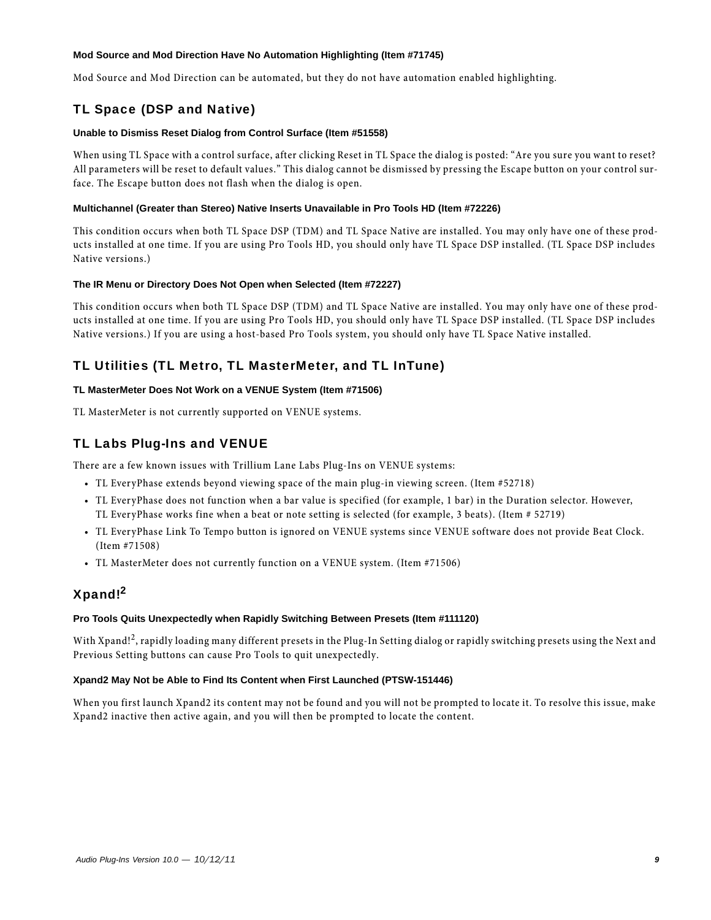#### Mod Source and Mod Direction Have No Automation Highlighting (Item #71745)

Mod Source and Mod Direction can be automated, but they do not have automation enabled highlighting.

### TL Space (DSP and Native)

#### Unable to Dismiss Reset Dialog from Control Surface (Item #51558)

When using TL Space with a control surface, after clicking Reset in TL Space the dialog is posted: "Are you sure you want to reset? All parameters will be reset to default values." This dialog cannot be dismissed by pressing the Escape button on your control surface. The Escape button does not flash when the dialog is open.

#### Multichannel (Greater than Stereo) Native Inserts Unavailable in Pro Tools HD (Item #72226)

This condition occurs when both TL Space DSP (TDM) and TL Space Native are installed. You may only have one of these products installed at one time. If you are using Pro Tools HD, you should only have TL Space DSP installed. (TL Space DSP includes Native versions.)

#### The IR Menu or Directory Does Not Open when Selected (Item #72227)

This condition occurs when both TL Space DSP (TDM) and TL Space Native are installed. You may only have one of these products installed at one time. If you are using Pro Tools HD, you should only have TL Space DSP installed. (TL Space DSP includes Native versions.) If you are using a host-based Pro Tools system, you should only have TL Space Native installed.

### TL Utilities (TL Metro, TL MasterMeter, and TL InTune)

#### TL MasterMeter Does Not Work on a VENUE System (Item #71506)

TL MasterMeter is not currently supported on VENUE systems.

### TL Labs Plug-Ins and VENUE

There are a few known issues with Trillium Lane Labs Plug-Ins on VENUE systems:

- TL EveryPhase extends beyond viewing space of the main plug-in viewing screen. (Item #52718)
- TL EveryPhase does not function when a bar value is specified (for example, 1 bar) in the Duration selector. However, TL EveryPhase works fine when a beat or note setting is selected (for example, 3 beats). (Item # 52719)
- TL EveryPhase Link To Tempo button is ignored on VENUE systems since VENUE software does not provide Beat Clock. (Item #71508)
- TL MasterMeter does not currently function on a VENUE system. (Item #71506)

### Xpand!$^2$

#### Pro Tools Quits Unexpectedly when Rapidly Switching Between Presets (Item #111120)

With Xpand!$^2$, rapidly loading many different presets in the Plug-In Setting dialog or rapidly switching presets using the Next and Previous Setting buttons can cause Pro Tools to quit unexpectedly.

#### Xpand2 May Not be Able to Find Its Content when First Launched (PTSW-151446)

When you first launch Xpand2 its content may not be found and you will not be prompted to locate it. To resolve this issue, make Xpand2 inactive then active again, and you will then be prompted to locate the content.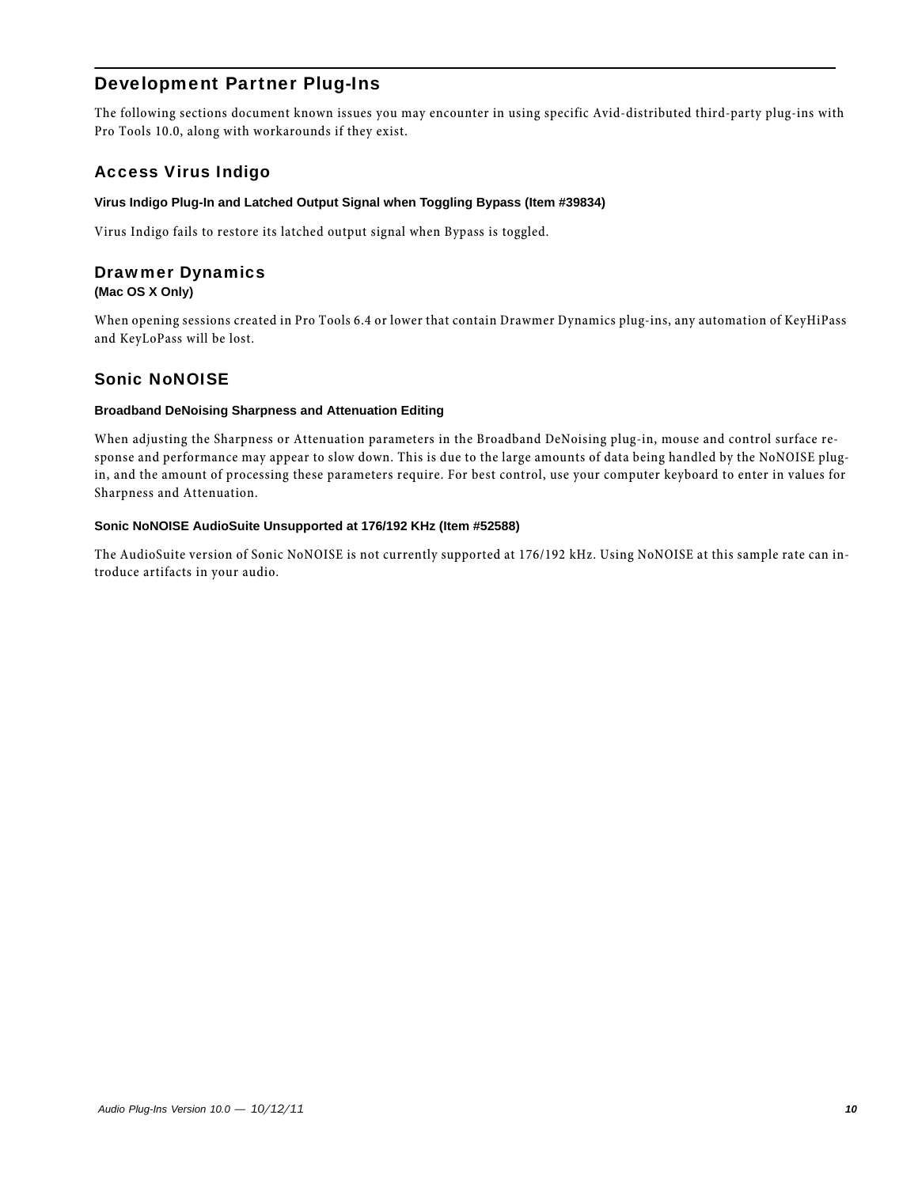## Development Partner Plug-Ins

The following sections document known issues you may encounter in using specific Avid-distributed third-party plug-ins with Pro Tools 10.0, along with workarounds if they exist.

### Access Virus Indigo

#### Virus Indigo Plug-In and Latched Output Signal when Toggling Bypass (Item #39834)

Virus Indigo fails to restore its latched output signal when Bypass is toggled.

### Drawmer Dynamics

**(Mac OS X Only)**

When opening sessions created in Pro Tools 6.4 or lower that contain Drawmer Dynamics plug-ins, any automation of KeyHiPass and KeyLoPass will be lost.

### Sonic NoNOISE

#### Broadband DeNoising Sharpness and Attenuation Editing

When adjusting the Sharpness or Attenuation parameters in the Broadband DeNoising plug-in, mouse and control surface response and performance may appear to slow down. This is due to the large amounts of data being handled by the NoNOISE plug-in, and the amount of processing these parameters require. For best control, use your computer keyboard to enter in values for Sharpness and Attenuation.

#### Sonic NoNOISE AudioSuite Unsupported at 176/192 KHz (Item #52588)

The AudioSuite version of Sonic NoNOISE is not currently supported at 176/192 kHz. Using NoNOISE at this sample rate can introduce artifacts in your audio.